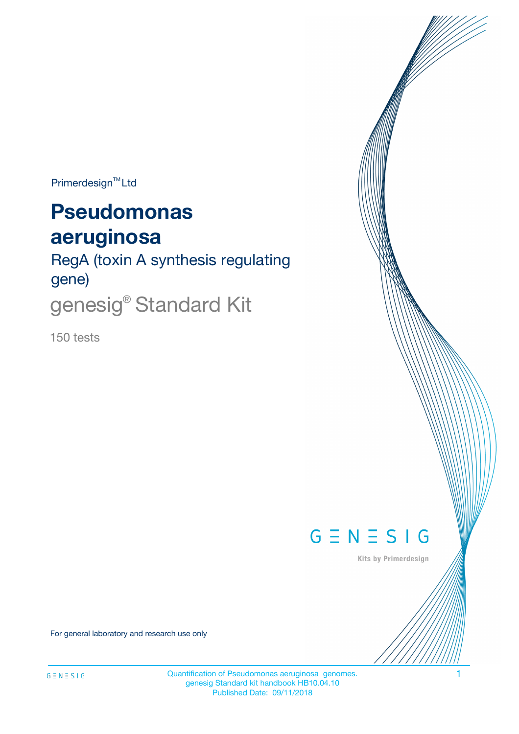Primerdesign™ Ltd

# Pseudomonas aeruginosa

## RegA (toxin A synthesis regulating gene)

genesig® Standard Kit

150 tests

GENESIG

Kits by Primerdesign

For general laboratory and research use only

Quantification of Pseudomonas aeruginosa genomes.
genesig Standard kit handbook HB10.04.10
Published Date: 09/11/2018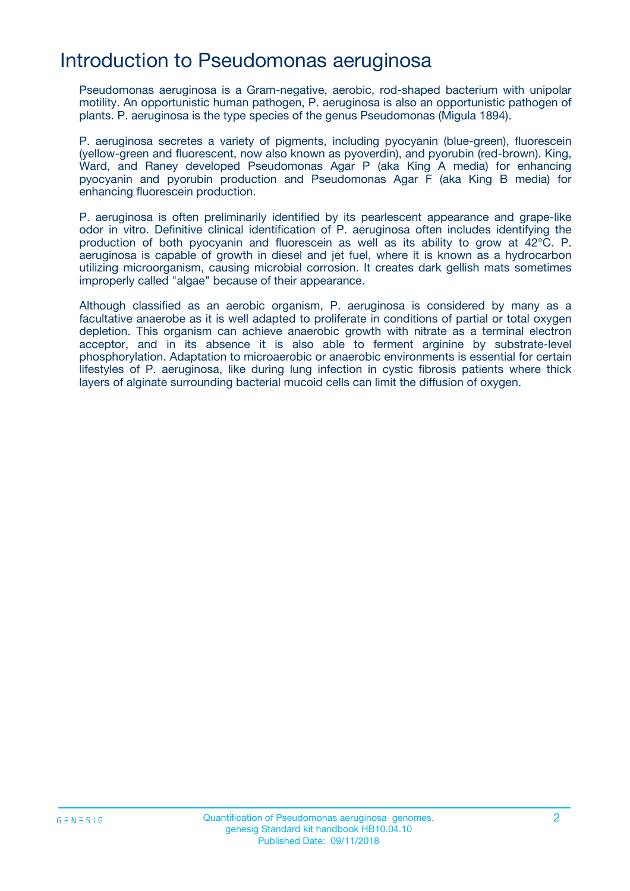# Introduction to Pseudomonas aeruginosa

Pseudomonas aeruginosa is a Gram-negative, aerobic, rod-shaped bacterium with unipolar motility. An opportunistic human pathogen, P. aeruginosa is also an opportunistic pathogen of plants. P. aeruginosa is the type species of the genus Pseudomonas (Migula 1894).

P. aeruginosa secretes a variety of pigments, including pyocyanin (blue-green), fluorescein (yellow-green and fluorescent, now also known as pyoverdin), and pyorubin (red-brown). King, Ward, and Raney developed Pseudomonas Agar P (aka King A media) for enhancing pyocyanin and pyorubin production and Pseudomonas Agar F (aka King B media) for enhancing fluorescein production.

P. aeruginosa is often preliminarily identified by its pearlescent appearance and grape-like odor in vitro. Definitive clinical identification of P. aeruginosa often includes identifying the production of both pyocyanin and fluorescein as well as its ability to grow at 42°C. P. aeruginosa is capable of growth in diesel and jet fuel, where it is known as a hydrocarbon utilizing microorganism, causing microbial corrosion. It creates dark gellish mats sometimes improperly called "algae" because of their appearance.

Although classified as an aerobic organism, P. aeruginosa is considered by many as a facultative anaerobe as it is well adapted to proliferate in conditions of partial or total oxygen depletion. This organism can achieve anaerobic growth with nitrate as a terminal electron acceptor, and in its absence it is also able to ferment arginine by substrate-level phosphorylation. Adaptation to microaerobic or anaerobic environments is essential for certain lifestyles of P. aeruginosa, like during lung infection in cystic fibrosis patients where thick layers of alginate surrounding bacterial mucoid cells can limit the diffusion of oxygen.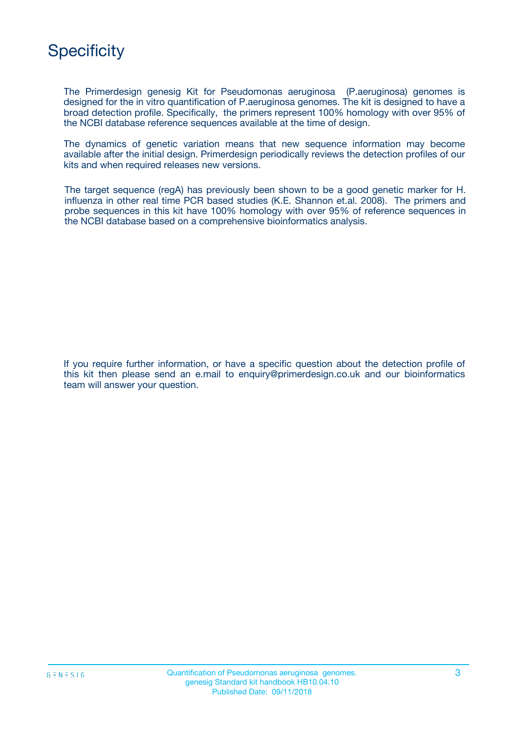# Specificity

The Primerdesign genesig Kit for Pseudomonas aeruginosa (P.aeruginosa) genomes is designed for the in vitro quantification of P.aeruginosa genomes. The kit is designed to have a broad detection profile. Specifically, the primers represent 100% homology with over 95% of the NCBI database reference sequences available at the time of design.

The dynamics of genetic variation means that new sequence information may become available after the initial design. Primerdesign periodically reviews the detection profiles of our kits and when required releases new versions.

The target sequence (regA) has previously been shown to be a good genetic marker for H. influenza in other real time PCR based studies (K.E. Shannon et.al. 2008). The primers and probe sequences in this kit have 100% homology with over 95% of reference sequences in the NCBI database based on a comprehensive bioinformatics analysis.

If you require further information, or have a specific question about the detection profile of this kit then please send an e.mail to enquiry@primerdesign.co.uk and our bioinformatics team will answer your question.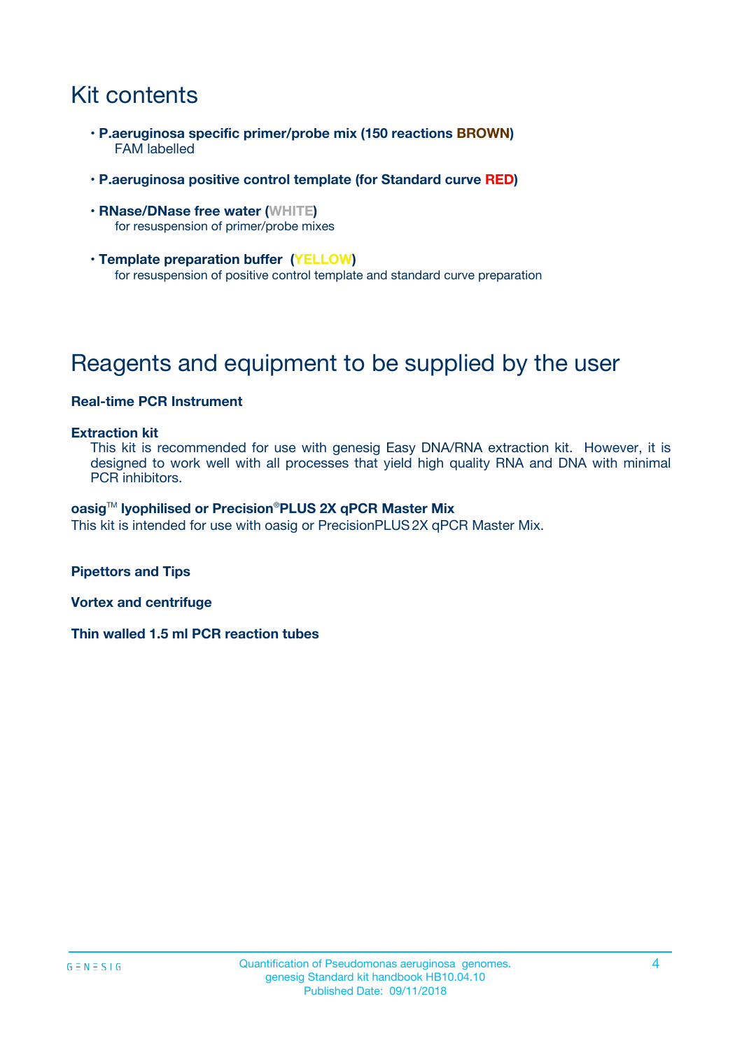# Kit contents

- **P.aeruginosa specific primer/probe mix (150 reactions BROWN)**
  FAM labelled
- **P.aeruginosa positive control template (for Standard curve RED)**
- **RNase/DNase free water (WHITE)**
  for resuspension of primer/probe mixes
- **Template preparation buffer (YELLOW)**
  for resuspension of positive control template and standard curve preparation

# Reagents and equipment to be supplied by the user

**Real-time PCR Instrument**

**Extraction kit**
This kit is recommended for use with genesig Easy DNA/RNA extraction kit. However, it is designed to work well with all processes that yield high quality RNA and DNA with minimal PCR inhibitors.

**oasig™ lyophilised or Precision®PLUS 2X qPCR Master Mix**
This kit is intended for use with oasig or PrecisionPLUS 2X qPCR Master Mix.

**Pipettors and Tips**

**Vortex and centrifuge**

**Thin walled 1.5 ml PCR reaction tubes**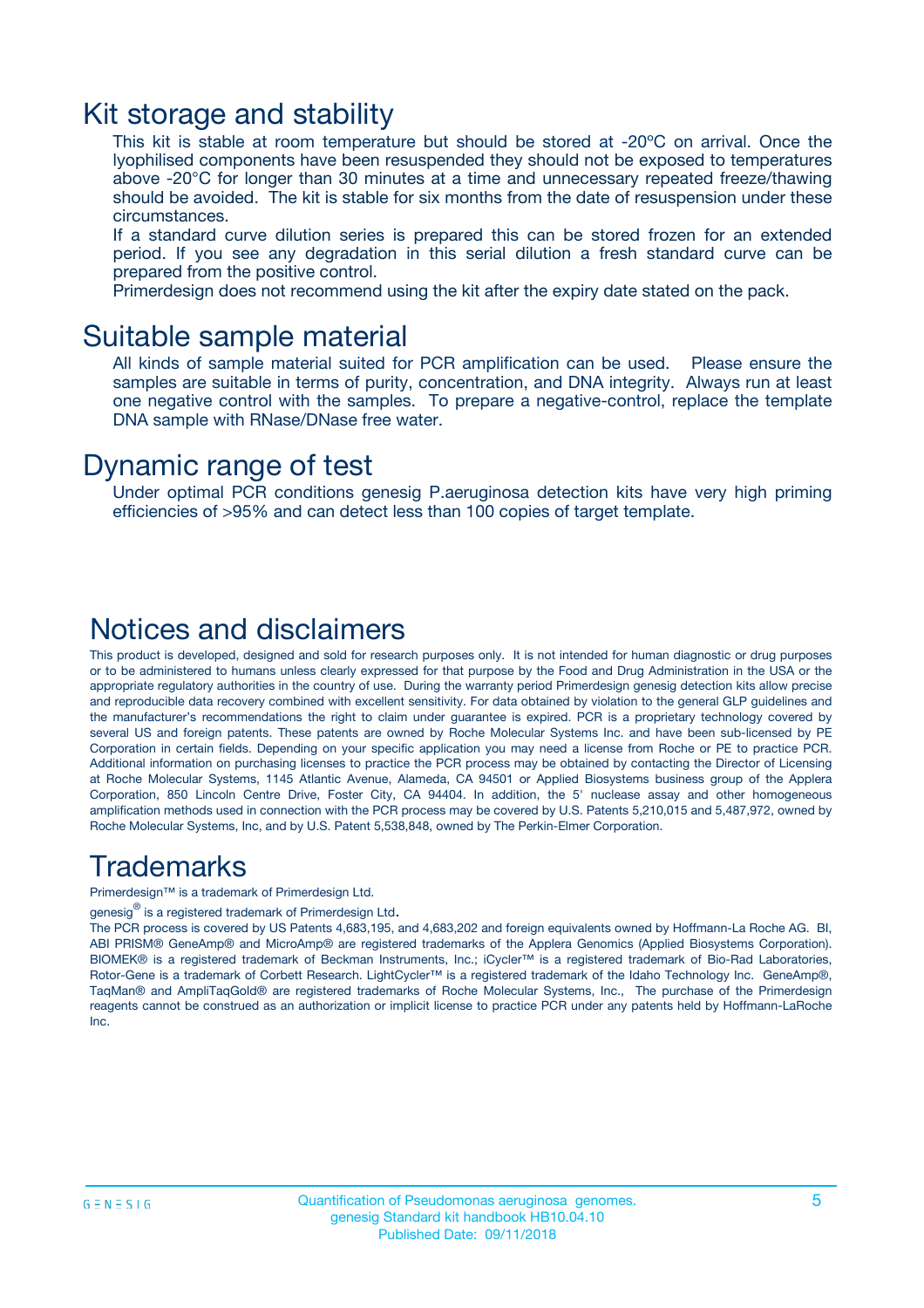## Kit storage and stability

This kit is stable at room temperature but should be stored at -20ºC on arrival. Once the lyophilised components have been resuspended they should not be exposed to temperatures above -20°C for longer than 30 minutes at a time and unnecessary repeated freeze/thawing should be avoided. The kit is stable for six months from the date of resuspension under these circumstances.

If a standard curve dilution series is prepared this can be stored frozen for an extended period. If you see any degradation in this serial dilution a fresh standard curve can be prepared from the positive control.

Primerdesign does not recommend using the kit after the expiry date stated on the pack.

## Suitable sample material

All kinds of sample material suited for PCR amplification can be used. Please ensure the samples are suitable in terms of purity, concentration, and DNA integrity. Always run at least one negative control with the samples. To prepare a negative-control, replace the template DNA sample with RNase/DNase free water.

## Dynamic range of test

Under optimal PCR conditions genesig P.aeruginosa detection kits have very high priming efficiencies of >95% and can detect less than 100 copies of target template.

## Notices and disclaimers

This product is developed, designed and sold for research purposes only. It is not intended for human diagnostic or drug purposes or to be administered to humans unless clearly expressed for that purpose by the Food and Drug Administration in the USA or the appropriate regulatory authorities in the country of use. During the warranty period Primerdesign genesig detection kits allow precise and reproducible data recovery combined with excellent sensitivity. For data obtained by violation to the general GLP guidelines and the manufacturer's recommendations the right to claim under guarantee is expired. PCR is a proprietary technology covered by several US and foreign patents. These patents are owned by Roche Molecular Systems Inc. and have been sub-licensed by PE Corporation in certain fields. Depending on your specific application you may need a license from Roche or PE to practice PCR. Additional information on purchasing licenses to practice the PCR process may be obtained by contacting the Director of Licensing at Roche Molecular Systems, 1145 Atlantic Avenue, Alameda, CA 94501 or Applied Biosystems business group of the Applera Corporation, 850 Lincoln Centre Drive, Foster City, CA 94404. In addition, the 5' nuclease assay and other homogeneous amplification methods used in connection with the PCR process may be covered by U.S. Patents 5,210,015 and 5,487,972, owned by Roche Molecular Systems, Inc, and by U.S. Patent 5,538,848, owned by The Perkin-Elmer Corporation.

## Trademarks

Primerdesign™ is a trademark of Primerdesign Ltd.

genesig® is a registered trademark of Primerdesign Ltd.

The PCR process is covered by US Patents 4,683,195, and 4,683,202 and foreign equivalents owned by Hoffmann-La Roche AG. BI, ABI PRISM® GeneAmp® and MicroAmp® are registered trademarks of the Applera Genomics (Applied Biosystems Corporation). BIOMEK® is a registered trademark of Beckman Instruments, Inc.; iCycler™ is a registered trademark of Bio-Rad Laboratories, Rotor-Gene is a trademark of Corbett Research. LightCycler™ is a registered trademark of the Idaho Technology Inc. GeneAmp®, TaqMan® and AmpliTaqGold® are registered trademarks of Roche Molecular Systems, Inc., The purchase of the Primerdesign reagents cannot be construed as an authorization or implicit license to practice PCR under any patents held by Hoffmann-LaRoche Inc.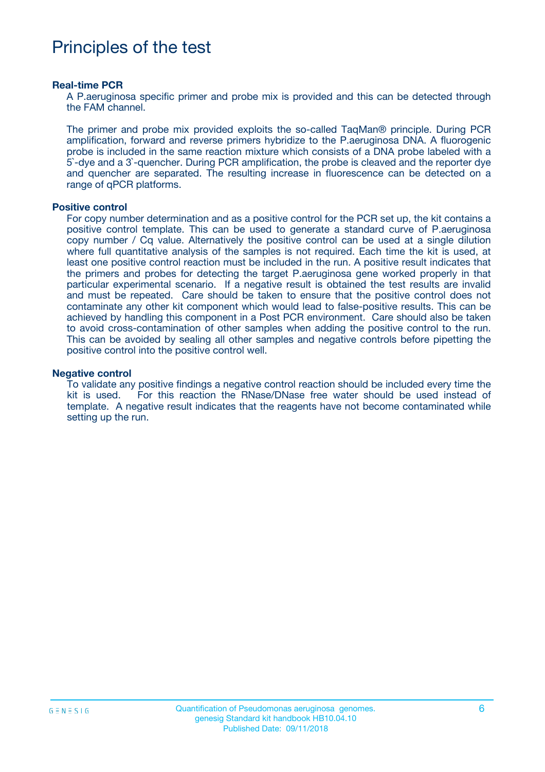# Principles of the test

### Real-time PCR

A P.aeruginosa specific primer and probe mix is provided and this can be detected through the FAM channel.

The primer and probe mix provided exploits the so-called TaqMan® principle. During PCR amplification, forward and reverse primers hybridize to the P.aeruginosa DNA. A fluorogenic probe is included in the same reaction mixture which consists of a DNA probe labeled with a 5`-dye and a 3`-quencher. During PCR amplification, the probe is cleaved and the reporter dye and quencher are separated. The resulting increase in fluorescence can be detected on a range of qPCR platforms.

### Positive control

For copy number determination and as a positive control for the PCR set up, the kit contains a positive control template. This can be used to generate a standard curve of P.aeruginosa copy number / Cq value. Alternatively the positive control can be used at a single dilution where full quantitative analysis of the samples is not required. Each time the kit is used, at least one positive control reaction must be included in the run. A positive result indicates that the primers and probes for detecting the target P.aeruginosa gene worked properly in that particular experimental scenario. If a negative result is obtained the test results are invalid and must be repeated. Care should be taken to ensure that the positive control does not contaminate any other kit component which would lead to false-positive results. This can be achieved by handling this component in a Post PCR environment. Care should also be taken to avoid cross-contamination of other samples when adding the positive control to the run. This can be avoided by sealing all other samples and negative controls before pipetting the positive control into the positive control well.

### Negative control

To validate any positive findings a negative control reaction should be included every time the kit is used. For this reaction the RNase/DNase free water should be used instead of template. A negative result indicates that the reagents have not become contaminated while setting up the run.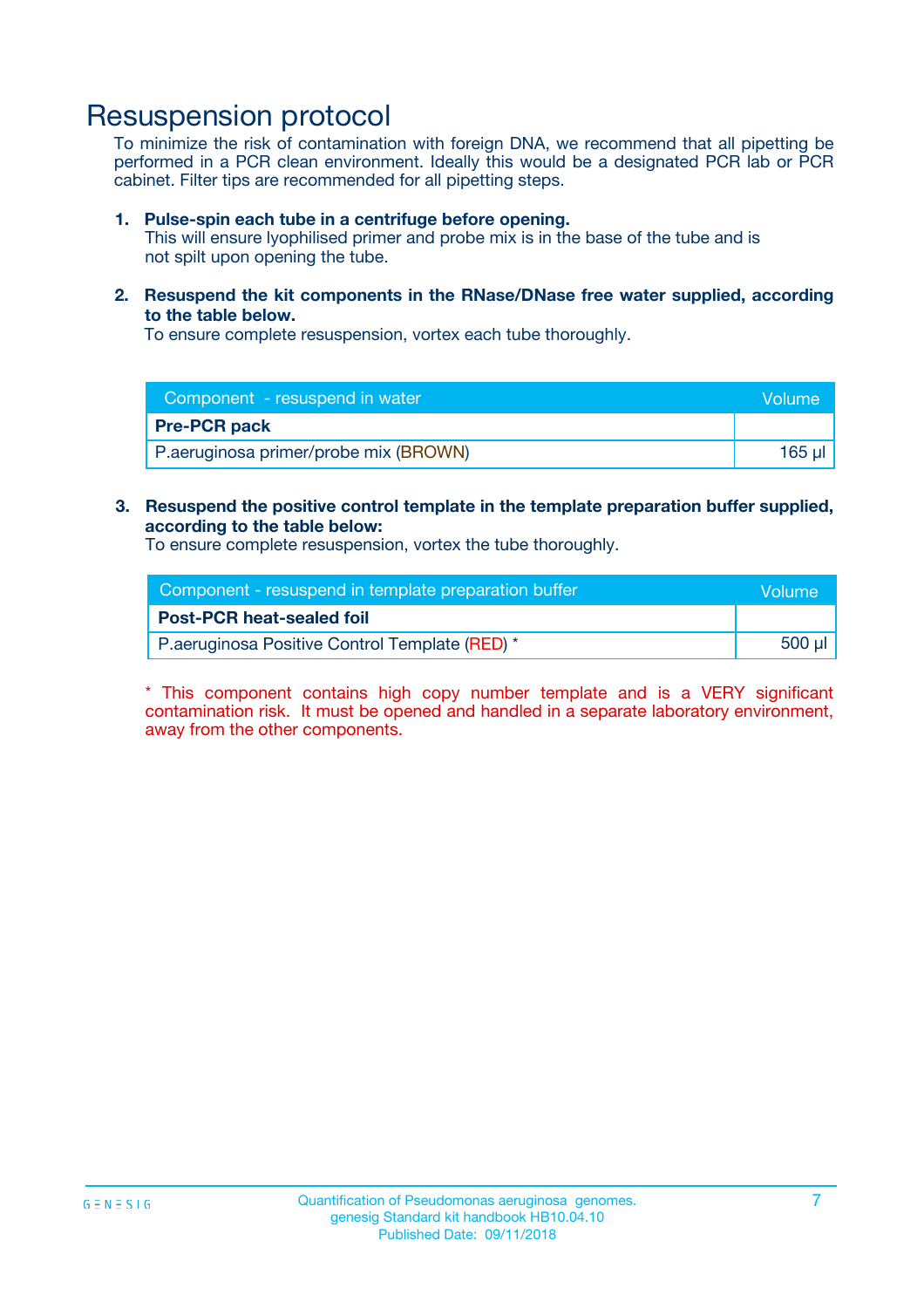# Resuspension protocol

To minimize the risk of contamination with foreign DNA, we recommend that all pipetting be performed in a PCR clean environment. Ideally this would be a designated PCR lab or PCR cabinet. Filter tips are recommended for all pipetting steps.

1. **Pulse-spin each tube in a centrifuge before opening.**
   This will ensure lyophilised primer and probe mix is in the base of the tube and is not spilt upon opening the tube.

2. **Resuspend the kit components in the RNase/DNase free water supplied, according to the table below.**
   To ensure complete resuspension, vortex each tube thoroughly.

| Component - resuspend in water | Volume |
|---|---|
| **Pre-PCR pack** | |
| P.aeruginosa primer/probe mix (BROWN) | 165 µl |

3. **Resuspend the positive control template in the template preparation buffer supplied, according to the table below:**
   To ensure complete resuspension, vortex the tube thoroughly.

| Component - resuspend in template preparation buffer | Volume |
|---|---|
| **Post-PCR heat-sealed foil** | |
| P.aeruginosa Positive Control Template (RED) * | 500 µl |

* This component contains high copy number template and is a VERY significant contamination risk. It must be opened and handled in a separate laboratory environment, away from the other components.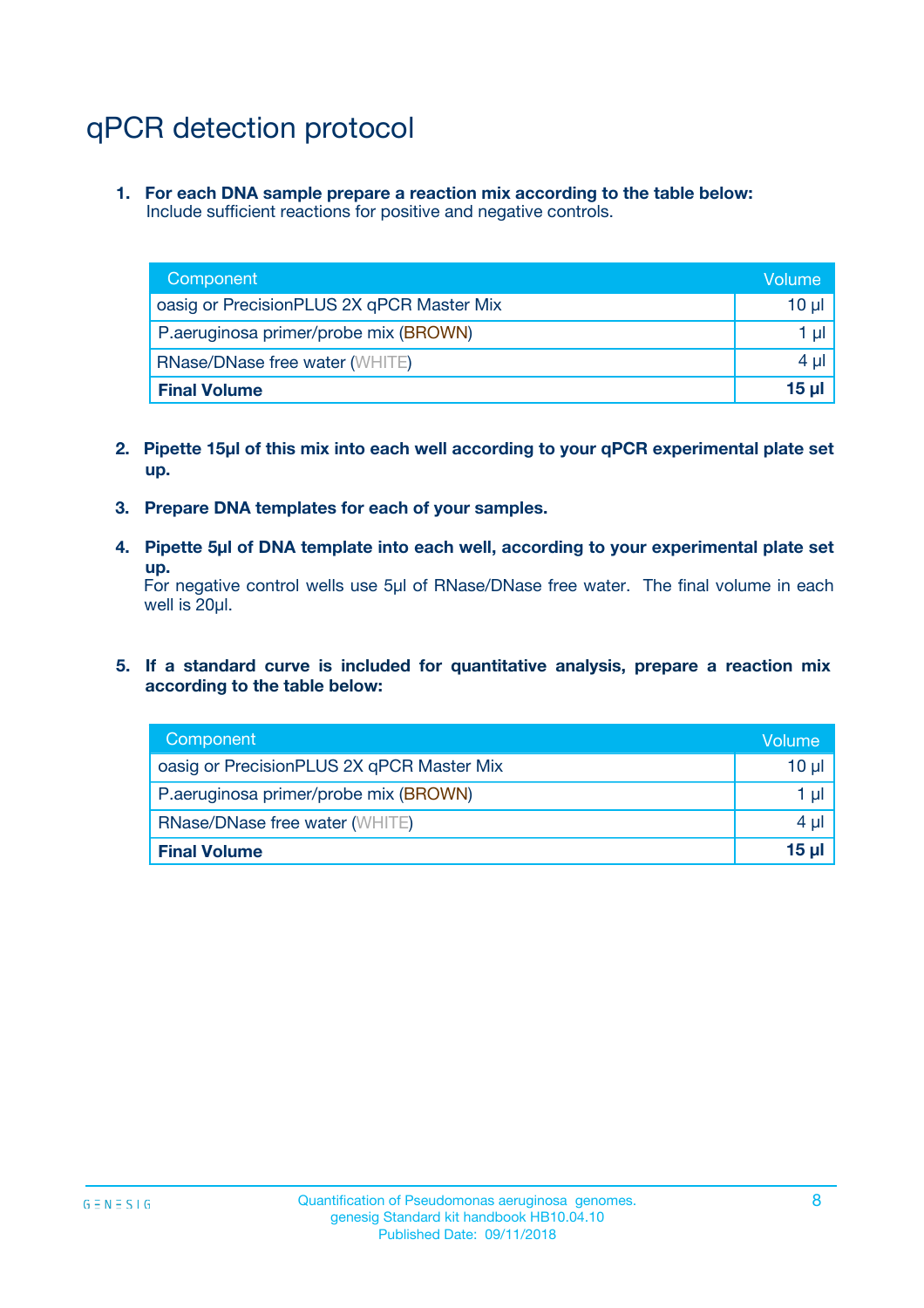# qPCR detection protocol

1. **For each DNA sample prepare a reaction mix according to the table below:**
   Include sufficient reactions for positive and negative controls.

| Component | Volume |
|---|---|
| oasig or PrecisionPLUS 2X qPCR Master Mix | 10 µl |
| P.aeruginosa primer/probe mix (BROWN) | 1 µl |
| RNase/DNase free water (WHITE) | 4 µl |
| **Final Volume** | **15 µl** |

2. **Pipette 15µl of this mix into each well according to your qPCR experimental plate set up.**

3. **Prepare DNA templates for each of your samples.**

4. **Pipette 5µl of DNA template into each well, according to your experimental plate set up.**
   For negative control wells use 5µl of RNase/DNase free water. The final volume in each well is 20µl.

5. **If a standard curve is included for quantitative analysis, prepare a reaction mix according to the table below:**

| Component | Volume |
|---|---|
| oasig or PrecisionPLUS 2X qPCR Master Mix | 10 µl |
| P.aeruginosa primer/probe mix (BROWN) | 1 µl |
| RNase/DNase free water (WHITE) | 4 µl |
| **Final Volume** | **15 µl** |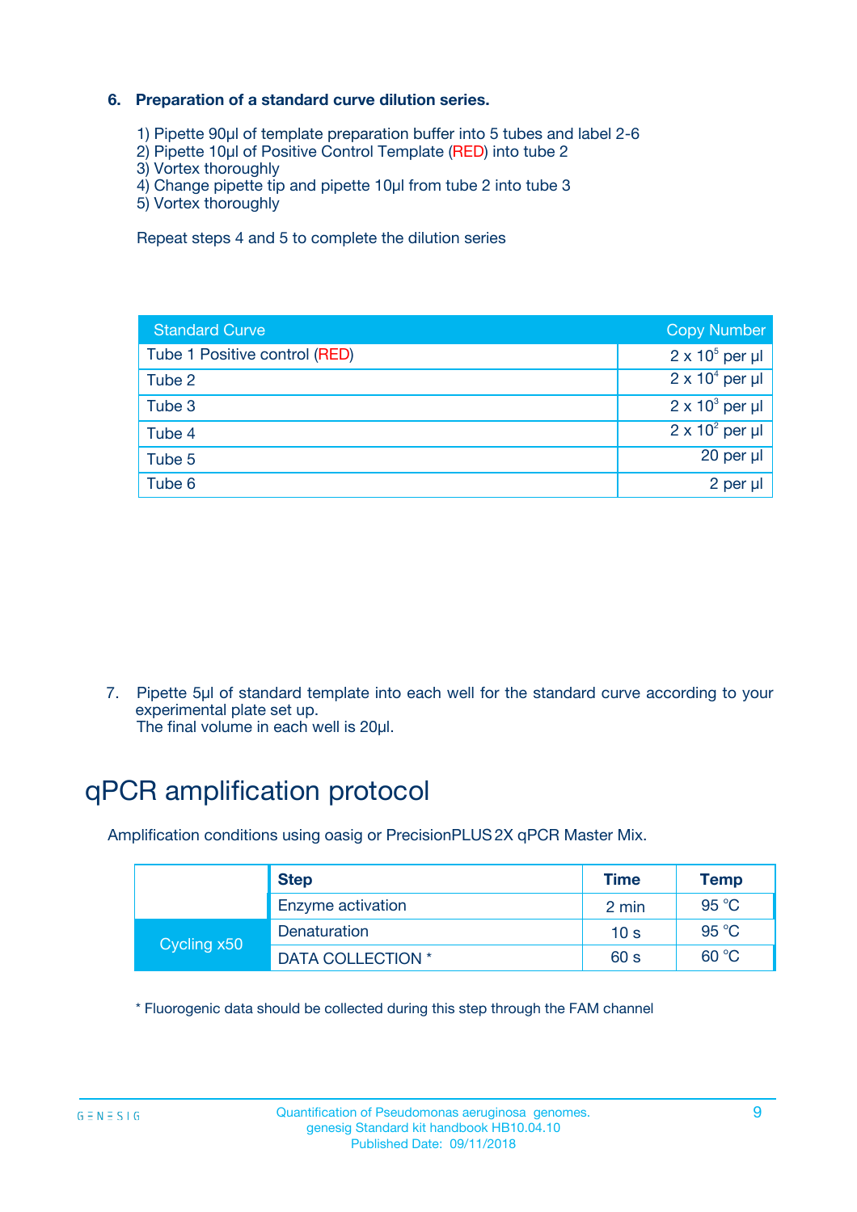### 6. Preparation of a standard curve dilution series.

1) Pipette 90µl of template preparation buffer into 5 tubes and label 2-6
2) Pipette 10µl of Positive Control Template (RED) into tube 2
3) Vortex thoroughly
4) Change pipette tip and pipette 10µl from tube 2 into tube 3
5) Vortex thoroughly

Repeat steps 4 and 5 to complete the dilution series

| Standard Curve | Copy Number |
|---|---|
| Tube 1 Positive control (RED) | $2 \times 10^5$ per µl |
| Tube 2 | $2 \times 10^4$ per µl |
| Tube 3 | $2 \times 10^3$ per µl |
| Tube 4 | $2 \times 10^2$ per µl |
| Tube 5 | 20 per µl |
| Tube 6 | 2 per µl |

7. Pipette 5µl of standard template into each well for the standard curve according to your experimental plate set up.
The final volume in each well is 20µl.

# qPCR amplification protocol

Amplification conditions using oasig or PrecisionPLUS 2X qPCR Master Mix.

| | Step | Time | Temp |
|---|---|---|---|
| | Enzyme activation | 2 min | 95 °C |
| Cycling x50 | Denaturation | 10 s | 95 °C |
| | DATA COLLECTION * | 60 s | 60 °C |

* Fluorogenic data should be collected during this step through the FAM channel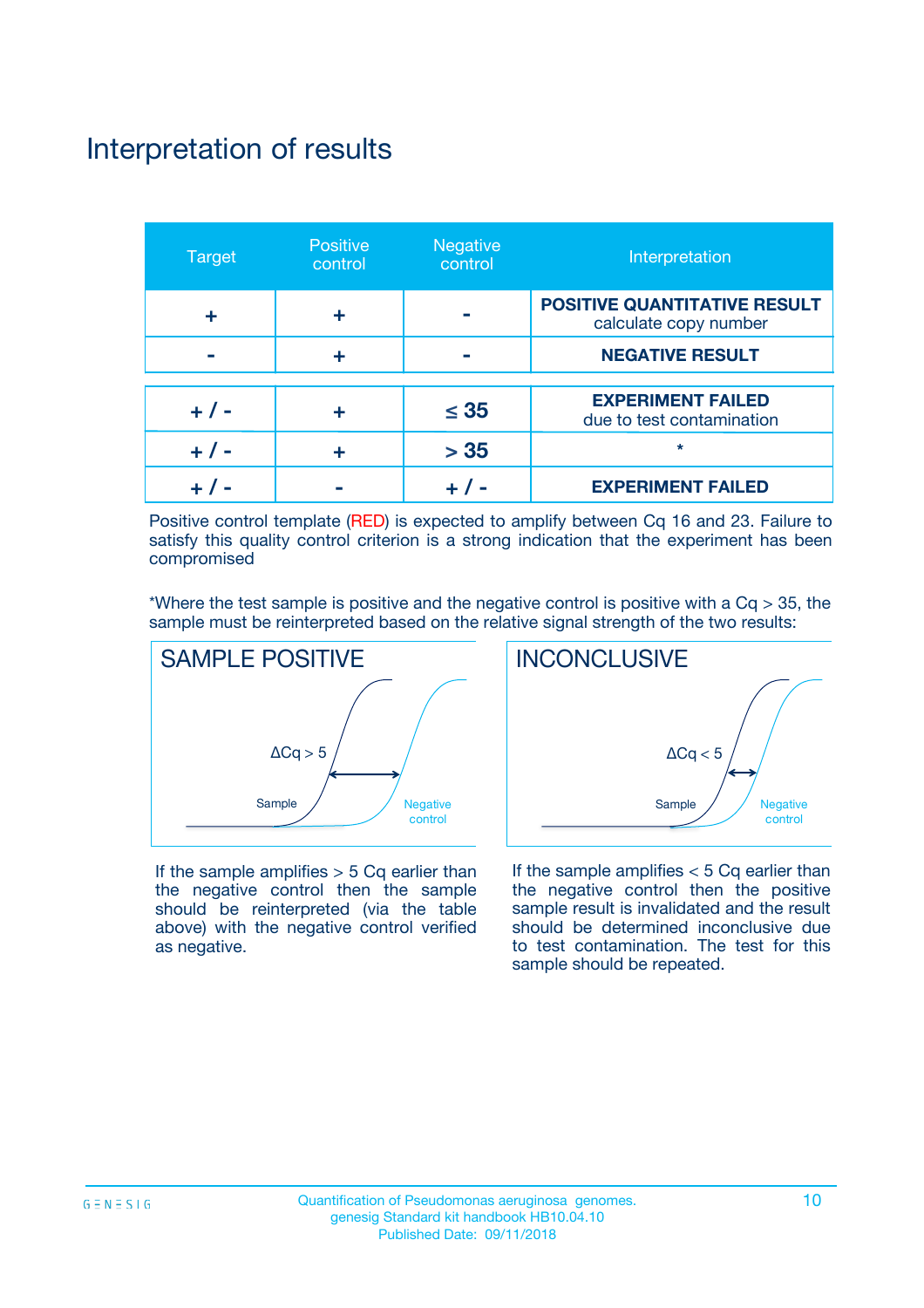# Interpretation of results

| Target | Positive control | Negative control | Interpretation |
|---|---|---|---|
| + | + | - | **POSITIVE QUANTITATIVE RESULT** calculate copy number |
| - | + | - | **NEGATIVE RESULT** |
| + / - | + | ≤ 35 | **EXPERIMENT FAILED** due to test contamination |
| + / - | + | > 35 | * |
| + / - | - | + / - | **EXPERIMENT FAILED** |

Positive control template (RED) is expected to amplify between Cq 16 and 23. Failure to satisfy this quality control criterion is a strong indication that the experiment has been compromised

*Where the test sample is positive and the negative control is positive with a Cq > 35, the sample must be reinterpreted based on the relative signal strength of the two results:

SAMPLE POSITIVE

ΔCq > 5

Sample

Negative control

If the sample amplifies > 5 Cq earlier than the negative control then the sample should be reinterpreted (via the table above) with the negative control verified as negative.

INCONCLUSIVE

ΔCq < 5

Sample

Negative control

If the sample amplifies < 5 Cq earlier than the negative control then the positive sample result is invalidated and the result should be determined inconclusive due to test contamination. The test for this sample should be repeated.